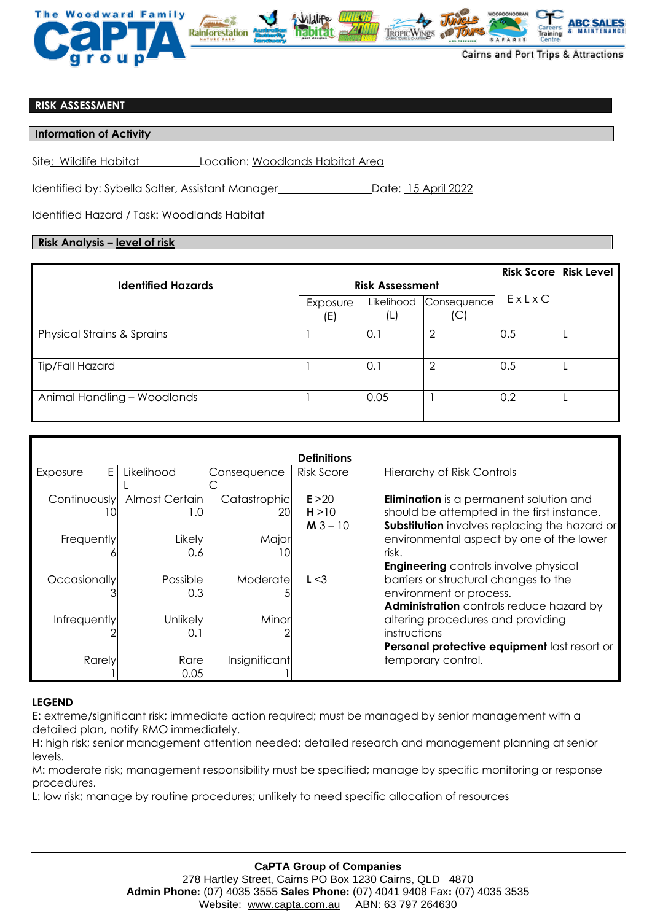# RISK ASSESSMENT

## Information of Activity

Site: Wildlife Habitat Location: Woodlands Habitat Area

Identified by: Sybella Salter, Assistant Manager Date: 15 April 2022

Identified Hazard / Task: Woodlands Habitat

## Risk Analysis – level of risk

| Identified Hazards | Risk Assessment | | | Risk Score | Risk Level |
|---|---|---|---|---|---|
| | Exposure (E) | Likelihood (L) | Consequence (C) | E x L x C | |
| Physical Strains & Sprains | 1 | 0.1 | 2 | 0.5 | L |
| Tip/Fall Hazard | 1 | 0.1 | 2 | 0.5 | L |
| Animal Handling – Woodlands | 1 | 0.05 | 1 | 0.2 | L |

**Definitions**

| Exposure E | Likelihood L | Consequence C | Risk Score | Hierarchy of Risk Controls |
|---|---|---|---|---|
| Continuously 10 | Almost Certain 1.0 | Catastrophic 20 | **E** >20<br>**H** >10<br>**M** 3 – 10 | **Elimination** is a permanent solution and should be attempted in the first instance.<br>**Substitution** involves replacing the hazard or environmental aspect by one of the lower risk. |
| Frequently 6 | Likely 0.6 | Major 10 | | |
| Occasionally 3 | Possible 0.3 | Moderate 5 | **L** <3 | **Engineering** controls involve physical barriers or structural changes to the environment or process. |
| Infrequently 2 | Unlikely 0.1 | Minor 2 | | **Administration** controls reduce hazard by altering procedures and providing instructions |
| Rarely 1 | Rare 0.05 | Insignificant 1 | | **Personal protective equipment** last resort or temporary control. |

**LEGEND**

E: extreme/significant risk; immediate action required; must be managed by senior management with a detailed plan, notify RMO immediately.
H: high risk; senior management attention needed; detailed research and management planning at senior levels.
M: moderate risk; management responsibility must be specified; manage by specific monitoring or response procedures.
L: low risk; manage by routine procedures; unlikely to need specific allocation of resources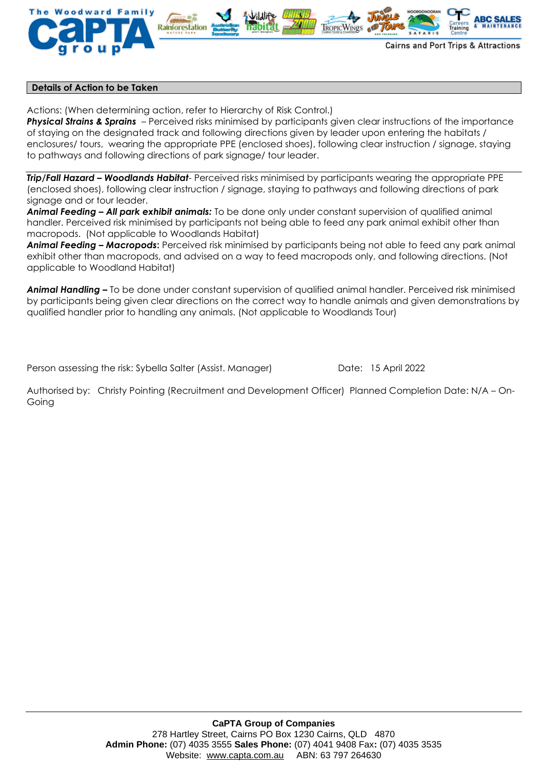## Details of Action to be Taken

Actions: (When determining action, refer to Hierarchy of Risk Control.)
***Physical Strains & Sprains*** – Perceived risks minimised by participants given clear instructions of the importance of staying on the designated track and following directions given by leader upon entering the habitats / enclosures/ tours, wearing the appropriate PPE (enclosed shoes), following clear instruction / signage, staying to pathways and following directions of park signage/ tour leader.

***Trip/Fall Hazard – Woodlands Habitat***- Perceived risks minimised by participants wearing the appropriate PPE (enclosed shoes), following clear instruction / signage, staying to pathways and following directions of park signage and or tour leader.
***Animal Feeding – All park exhibit animals:*** To be done only under constant supervision of qualified animal handler. Perceived risk minimised by participants not being able to feed any park animal exhibit other than macropods. (Not applicable to Woodlands Habitat)
***Animal Feeding – Macropods:*** Perceived risk minimised by participants being not able to feed any park animal exhibit other than macropods, and advised on a way to feed macropods only, and following directions. (Not applicable to Woodland Habitat)

***Animal Handling –*** To be done under constant supervision of qualified animal handler. Perceived risk minimised by participants being given clear directions on the correct way to handle animals and given demonstrations by qualified handler prior to handling any animals. (Not applicable to Woodlands Tour)

Person assessing the risk: Sybella Salter (Assist. Manager) Date: 15 April 2022

Authorised by: Christy Pointing (Recruitment and Development Officer) Planned Completion Date: N/A – On-Going